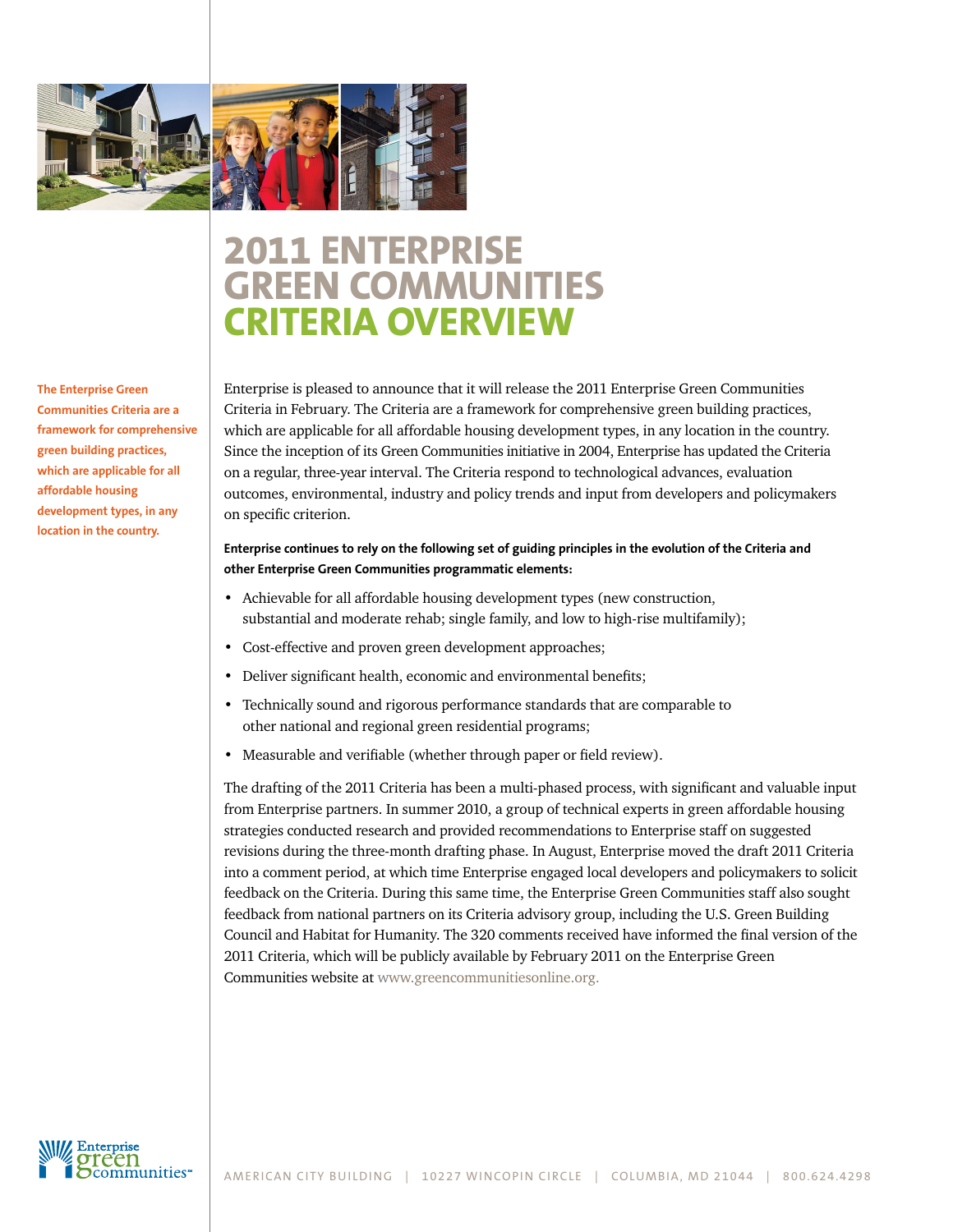# 2011 ENTERPRISE GREEN COMMUNITIES CRITERIA OVERVIEW

**The Enterprise Green Communities Criteria are a framework for comprehensive green building practices, which are applicable for all affordable housing development types, in any location in the country.**

Enterprise is pleased to announce that it will release the 2011 Enterprise Green Communities Criteria in February. The Criteria are a framework for comprehensive green building practices, which are applicable for all affordable housing development types, in any location in the country. Since the inception of its Green Communities initiative in 2004, Enterprise has updated the Criteria on a regular, three-year interval. The Criteria respond to technological advances, evaluation outcomes, environmental, industry and policy trends and input from developers and policymakers on specific criterion.

**Enterprise continues to rely on the following set of guiding principles in the evolution of the Criteria and other Enterprise Green Communities programmatic elements:**

- Achievable for all affordable housing development types (new construction, substantial and moderate rehab; single family, and low to high-rise multifamily);
- Cost-effective and proven green development approaches;
- Deliver significant health, economic and environmental benefits;
- Technically sound and rigorous performance standards that are comparable to other national and regional green residential programs;
- Measurable and verifiable (whether through paper or field review).

The drafting of the 2011 Criteria has been a multi-phased process, with significant and valuable input from Enterprise partners. In summer 2010, a group of technical experts in green affordable housing strategies conducted research and provided recommendations to Enterprise staff on suggested revisions during the three-month drafting phase. In August, Enterprise moved the draft 2011 Criteria into a comment period, at which time Enterprise engaged local developers and policymakers to solicit feedback on the Criteria. During this same time, the Enterprise Green Communities staff also sought feedback from national partners on its Criteria advisory group, including the U.S. Green Building Council and Habitat for Humanity. The 320 comments received have informed the final version of the 2011 Criteria, which will be publicly available by February 2011 on the Enterprise Green Communities website at www.greencommunitiesonline.org.

AMERICAN CITY BUILDING | 10227 WINCOPIN CIRCLE | COLUMBIA, MD 21044 | 800.624.4298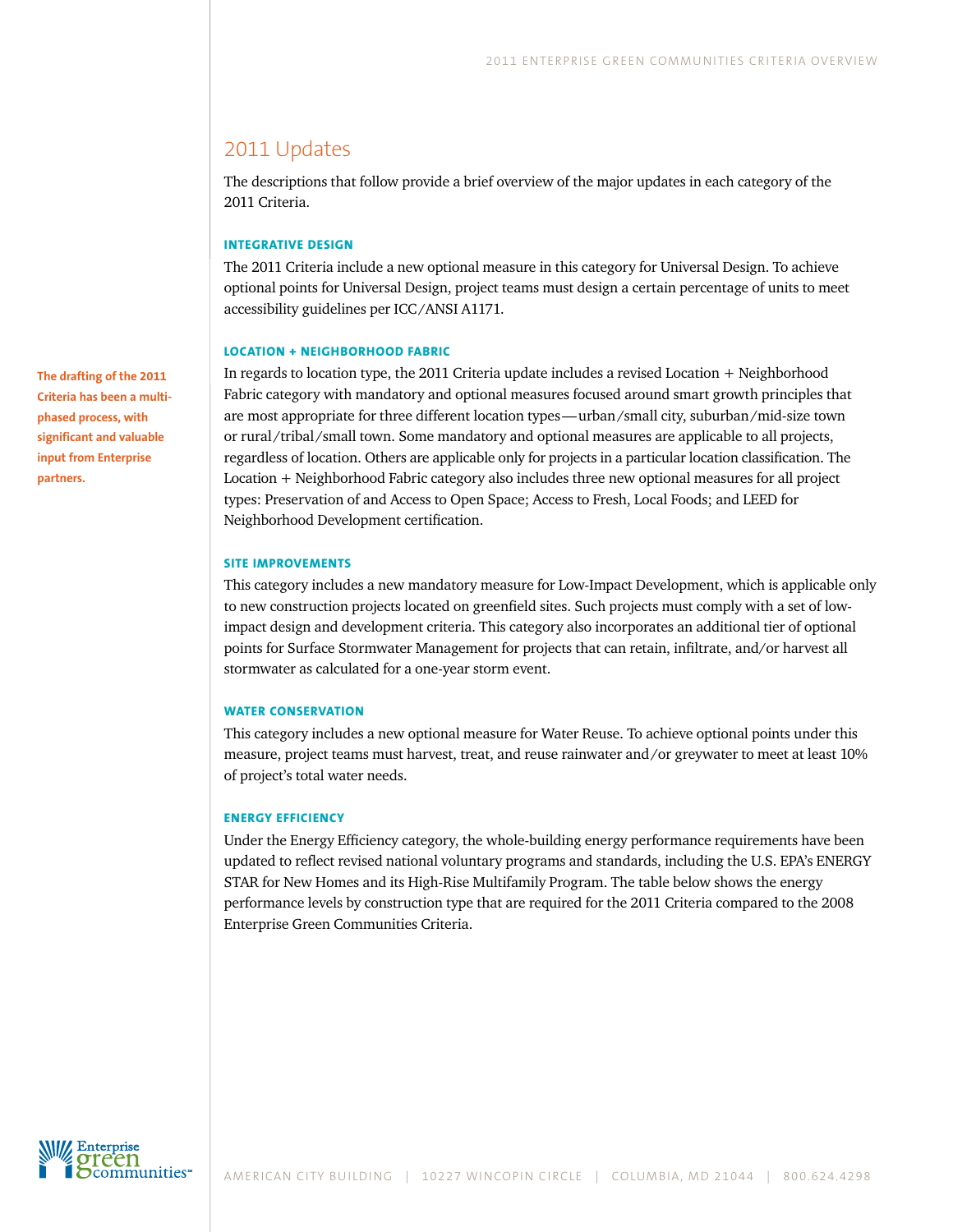## 2011 Updates

The descriptions that follow provide a brief overview of the major updates in each category of the 2011 Criteria.

### INTEGRATIVE DESIGN

The 2011 Criteria include a new optional measure in this category for Universal Design. To achieve optional points for Universal Design, project teams must design a certain percentage of units to meet accessibility guidelines per ICC/ANSI A1171.

### LOCATION + NEIGHBORHOOD FABRIC

In regards to location type, the 2011 Criteria update includes a revised Location + Neighborhood Fabric category with mandatory and optional measures focused around smart growth principles that are most appropriate for three different location types—urban/small city, suburban/mid-size town or rural/tribal/small town. Some mandatory and optional measures are applicable to all projects, regardless of location. Others are applicable only for projects in a particular location classification. The Location + Neighborhood Fabric category also includes three new optional measures for all project types: Preservation of and Access to Open Space; Access to Fresh, Local Foods; and LEED for Neighborhood Development certification.

**The drafting of the 2011 Criteria has been a multi-phased process, with significant and valuable input from Enterprise partners.**

### SITE IMPROVEMENTS

This category includes a new mandatory measure for Low-Impact Development, which is applicable only to new construction projects located on greenfield sites. Such projects must comply with a set of low-impact design and development criteria. This category also incorporates an additional tier of optional points for Surface Stormwater Management for projects that can retain, infiltrate, and/or harvest all stormwater as calculated for a one-year storm event.

### WATER CONSERVATION

This category includes a new optional measure for Water Reuse. To achieve optional points under this measure, project teams must harvest, treat, and reuse rainwater and/or greywater to meet at least 10% of project's total water needs.

### ENERGY EFFICIENCY

Under the Energy Efficiency category, the whole-building energy performance requirements have been updated to reflect revised national voluntary programs and standards, including the U.S. EPA's ENERGY STAR for New Homes and its High-Rise Multifamily Program. The table below shows the energy performance levels by construction type that are required for the 2011 Criteria compared to the 2008 Enterprise Green Communities Criteria.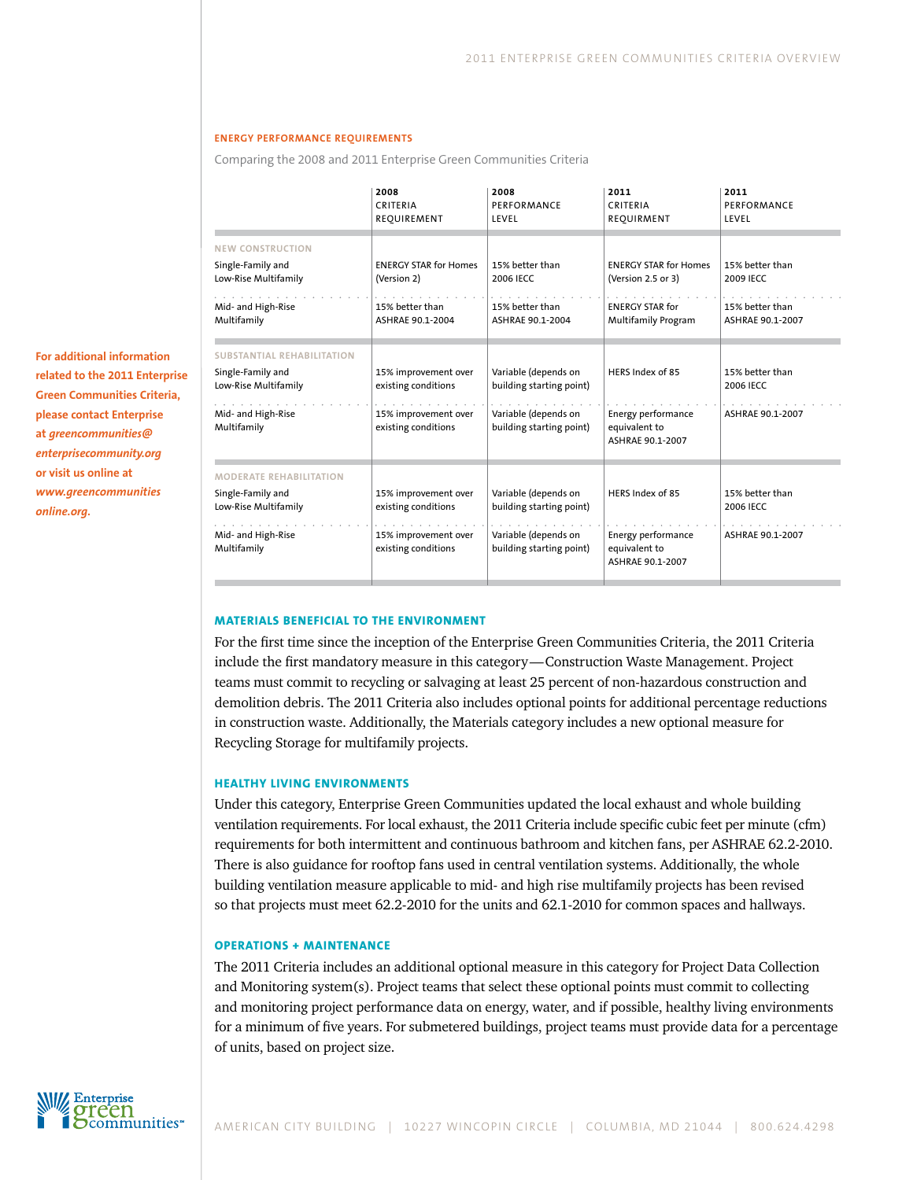### ENERGY PERFORMANCE REQUIREMENTS

Comparing the 2008 and 2011 Enterprise Green Communities Criteria

| | 2008 CRITERIA REQUIREMENT | 2008 PERFORMANCE LEVEL | 2011 CRITERIA REQUIREMENT | 2011 PERFORMANCE LEVEL |
|---|---|---|---|---|
| **NEW CONSTRUCTION** | | | | |
| Single-Family and Low-Rise Multifamily | ENERGY STAR for Homes (Version 2) | 15% better than 2006 IECC | ENERGY STAR for Homes (Version 2.5 or 3) | 15% better than 2009 IECC |
| Mid- and High-Rise Multifamily | 15% better than ASHRAE 90.1-2004 | 15% better than ASHRAE 90.1-2004 | ENERGY STAR for Multifamily Program | 15% better than ASHRAE 90.1-2007 |
| **SUBSTANTIAL REHABILITATION** | | | | |
| Single-Family and Low-Rise Multifamily | 15% improvement over existing conditions | Variable (depends on building starting point) | HERS Index of 85 | 15% better than 2006 IECC |
| Mid- and High-Rise Multifamily | 15% improvement over existing conditions | Variable (depends on building starting point) | Energy performance equivalent to ASHRAE 90.1-2007 | ASHRAE 90.1-2007 |
| **MODERATE REHABILITATION** | | | | |
| Single-Family and Low-Rise Multifamily | 15% improvement over existing conditions | Variable (depends on building starting point) | HERS Index of 85 | 15% better than 2006 IECC |
| Mid- and High-Rise Multifamily | 15% improvement over existing conditions | Variable (depends on building starting point) | Energy performance equivalent to ASHRAE 90.1-2007 | ASHRAE 90.1-2007 |

**For additional information related to the 2011 Enterprise Green Communities Criteria, please contact Enterprise at *greencommunities@enterprisecommunity.org* or visit us online at *www.greencommunitiesonline.org*.**

### MATERIALS BENEFICIAL TO THE ENVIRONMENT

For the first time since the inception of the Enterprise Green Communities Criteria, the 2011 Criteria include the first mandatory measure in this category—Construction Waste Management. Project teams must commit to recycling or salvaging at least 25 percent of non-hazardous construction and demolition debris. The 2011 Criteria also includes optional points for additional percentage reductions in construction waste. Additionally, the Materials category includes a new optional measure for Recycling Storage for multifamily projects.

### HEALTHY LIVING ENVIRONMENTS

Under this category, Enterprise Green Communities updated the local exhaust and whole building ventilation requirements. For local exhaust, the 2011 Criteria include specific cubic feet per minute (cfm) requirements for both intermittent and continuous bathroom and kitchen fans, per ASHRAE 62.2-2010. There is also guidance for rooftop fans used in central ventilation systems. Additionally, the whole building ventilation measure applicable to mid- and high rise multifamily projects has been revised so that projects must meet 62.2-2010 for the units and 62.1-2010 for common spaces and hallways.

### OPERATIONS + MAINTENANCE

The 2011 Criteria includes an additional optional measure in this category for Project Data Collection and Monitoring system(s). Project teams that select these optional points must commit to collecting and monitoring project performance data on energy, water, and if possible, healthy living environments for a minimum of five years. For submetered buildings, project teams must provide data for a percentage of units, based on project size.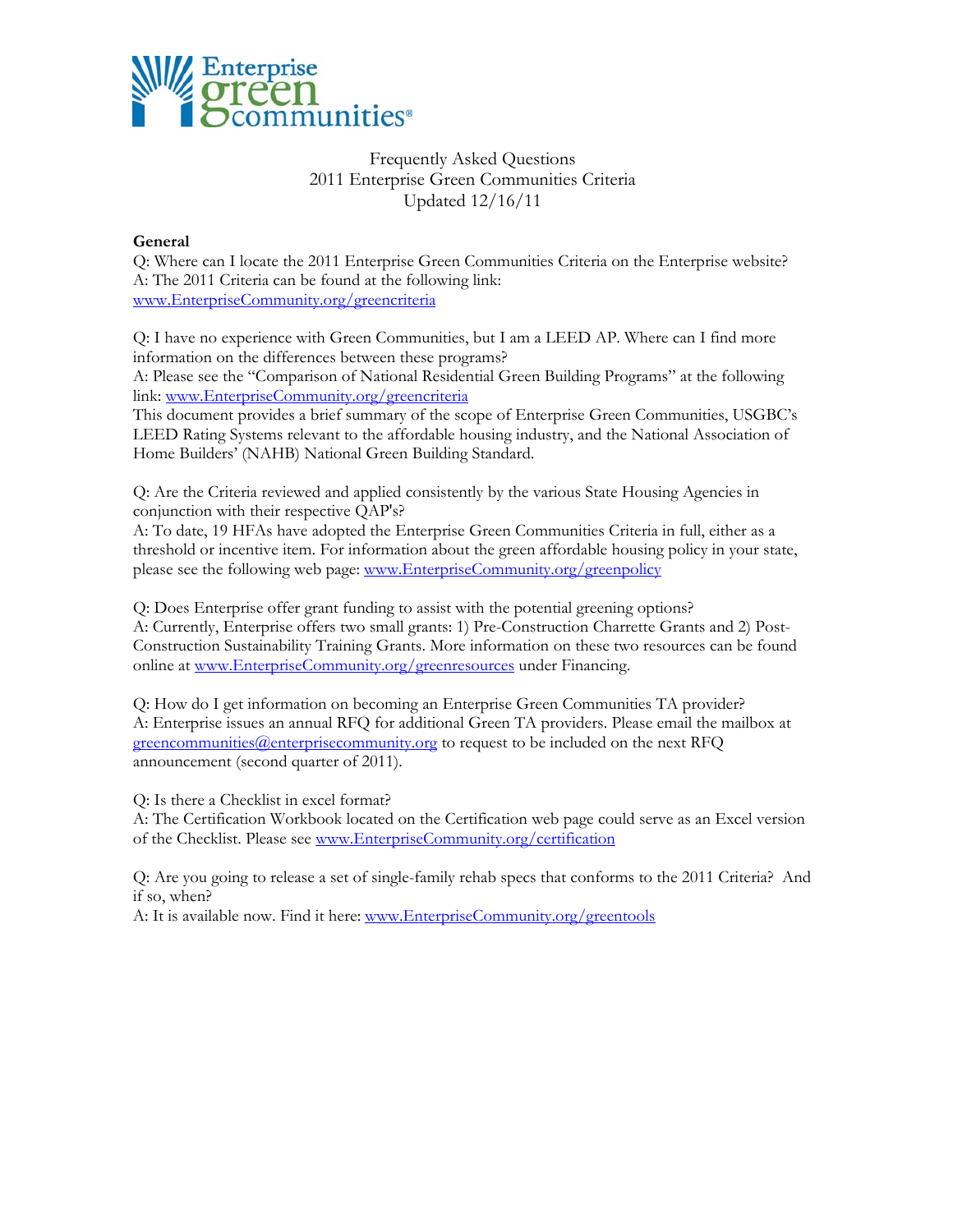Frequently Asked Questions
2011 Enterprise Green Communities Criteria
Updated 12/16/11

**General**

Q: Where can I locate the 2011 Enterprise Green Communities Criteria on the Enterprise website?
A: The 2011 Criteria can be found at the following link:
www.EnterpriseCommunity.org/greencriteria

Q: I have no experience with Green Communities, but I am a LEED AP. Where can I find more information on the differences between these programs?
A: Please see the "Comparison of National Residential Green Building Programs" at the following link: www.EnterpriseCommunity.org/greencriteria
This document provides a brief summary of the scope of Enterprise Green Communities, USGBC's LEED Rating Systems relevant to the affordable housing industry, and the National Association of Home Builders' (NAHB) National Green Building Standard.

Q: Are the Criteria reviewed and applied consistently by the various State Housing Agencies in conjunction with their respective QAP's?
A: To date, 19 HFAs have adopted the Enterprise Green Communities Criteria in full, either as a threshold or incentive item. For information about the green affordable housing policy in your state, please see the following web page: www.EnterpriseCommunity.org/greenpolicy

Q: Does Enterprise offer grant funding to assist with the potential greening options?
A: Currently, Enterprise offers two small grants: 1) Pre-Construction Charrette Grants and 2) Post-Construction Sustainability Training Grants. More information on these two resources can be found online at www.EnterpriseCommunity.org/greenresources under Financing.

Q: How do I get information on becoming an Enterprise Green Communities TA provider?
A: Enterprise issues an annual RFQ for additional Green TA providers. Please email the mailbox at greencommunities@enterprisecommunity.org to request to be included on the next RFQ announcement (second quarter of 2011).

Q: Is there a Checklist in excel format?
A: The Certification Workbook located on the Certification web page could serve as an Excel version of the Checklist. Please see www.EnterpriseCommunity.org/certification

Q: Are you going to release a set of single-family rehab specs that conforms to the 2011 Criteria? And if so, when?
A: It is available now. Find it here: www.EnterpriseCommunity.org/greentools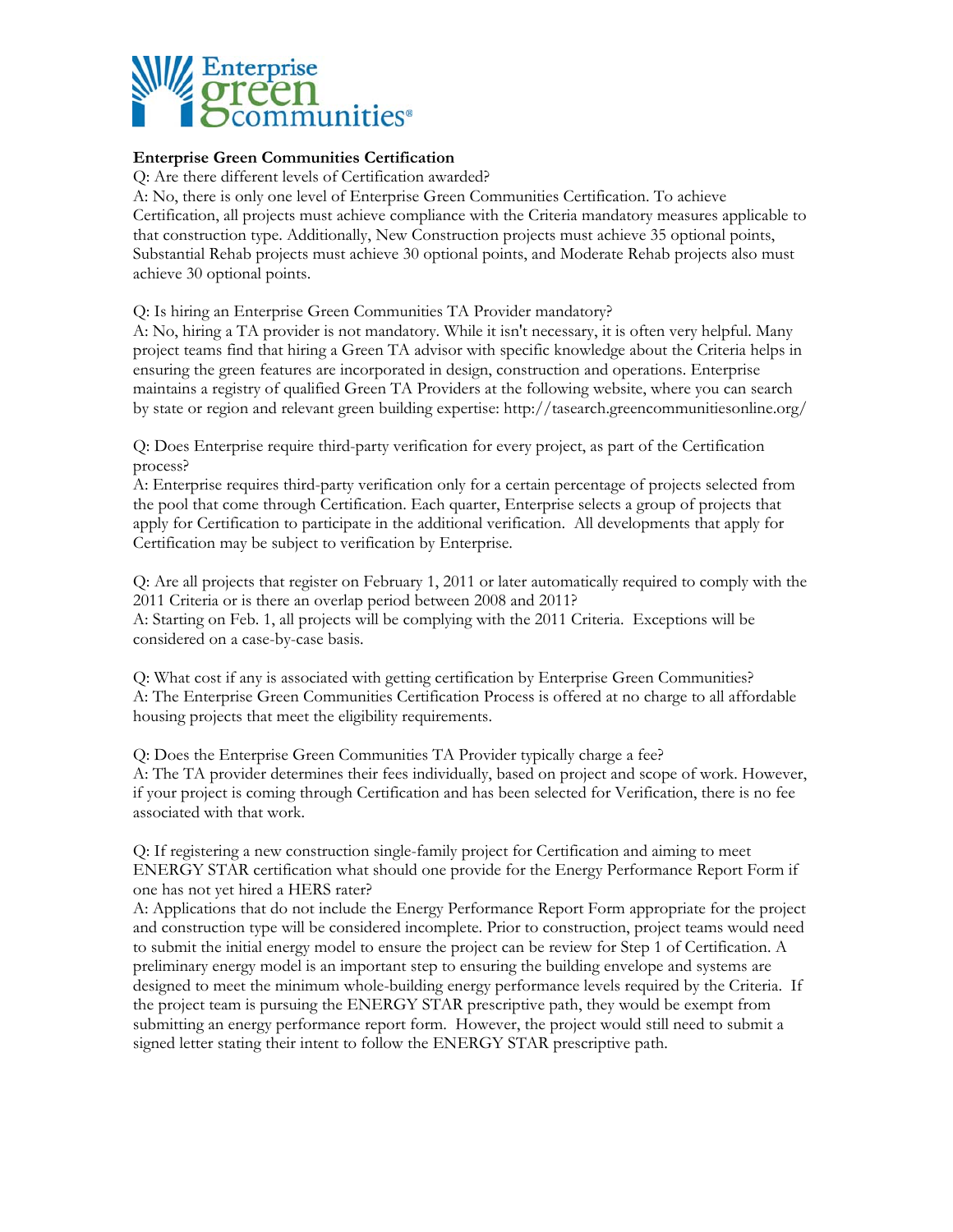**Enterprise Green Communities Certification**

Q: Are there different levels of Certification awarded?
A: No, there is only one level of Enterprise Green Communities Certification. To achieve Certification, all projects must achieve compliance with the Criteria mandatory measures applicable to that construction type. Additionally, New Construction projects must achieve 35 optional points, Substantial Rehab projects must achieve 30 optional points, and Moderate Rehab projects also must achieve 30 optional points.

Q: Is hiring an Enterprise Green Communities TA Provider mandatory?
A: No, hiring a TA provider is not mandatory. While it isn't necessary, it is often very helpful. Many project teams find that hiring a Green TA advisor with specific knowledge about the Criteria helps in ensuring the green features are incorporated in design, construction and operations. Enterprise maintains a registry of qualified Green TA Providers at the following website, where you can search by state or region and relevant green building expertise: http://tasearch.greencommunitiesonline.org/

Q: Does Enterprise require third-party verification for every project, as part of the Certification process?
A: Enterprise requires third-party verification only for a certain percentage of projects selected from the pool that come through Certification. Each quarter, Enterprise selects a group of projects that apply for Certification to participate in the additional verification. All developments that apply for Certification may be subject to verification by Enterprise.

Q: Are all projects that register on February 1, 2011 or later automatically required to comply with the 2011 Criteria or is there an overlap period between 2008 and 2011?
A: Starting on Feb. 1, all projects will be complying with the 2011 Criteria. Exceptions will be considered on a case-by-case basis.

Q: What cost if any is associated with getting certification by Enterprise Green Communities?
A: The Enterprise Green Communities Certification Process is offered at no charge to all affordable housing projects that meet the eligibility requirements.

Q: Does the Enterprise Green Communities TA Provider typically charge a fee?
A: The TA provider determines their fees individually, based on project and scope of work. However, if your project is coming through Certification and has been selected for Verification, there is no fee associated with that work.

Q: If registering a new construction single-family project for Certification and aiming to meet ENERGY STAR certification what should one provide for the Energy Performance Report Form if one has not yet hired a HERS rater?
A: Applications that do not include the Energy Performance Report Form appropriate for the project and construction type will be considered incomplete. Prior to construction, project teams would need to submit the initial energy model to ensure the project can be review for Step 1 of Certification. A preliminary energy model is an important step to ensuring the building envelope and systems are designed to meet the minimum whole-building energy performance levels required by the Criteria. If the project team is pursuing the ENERGY STAR prescriptive path, they would be exempt from submitting an energy performance report form. However, the project would still need to submit a signed letter stating their intent to follow the ENERGY STAR prescriptive path.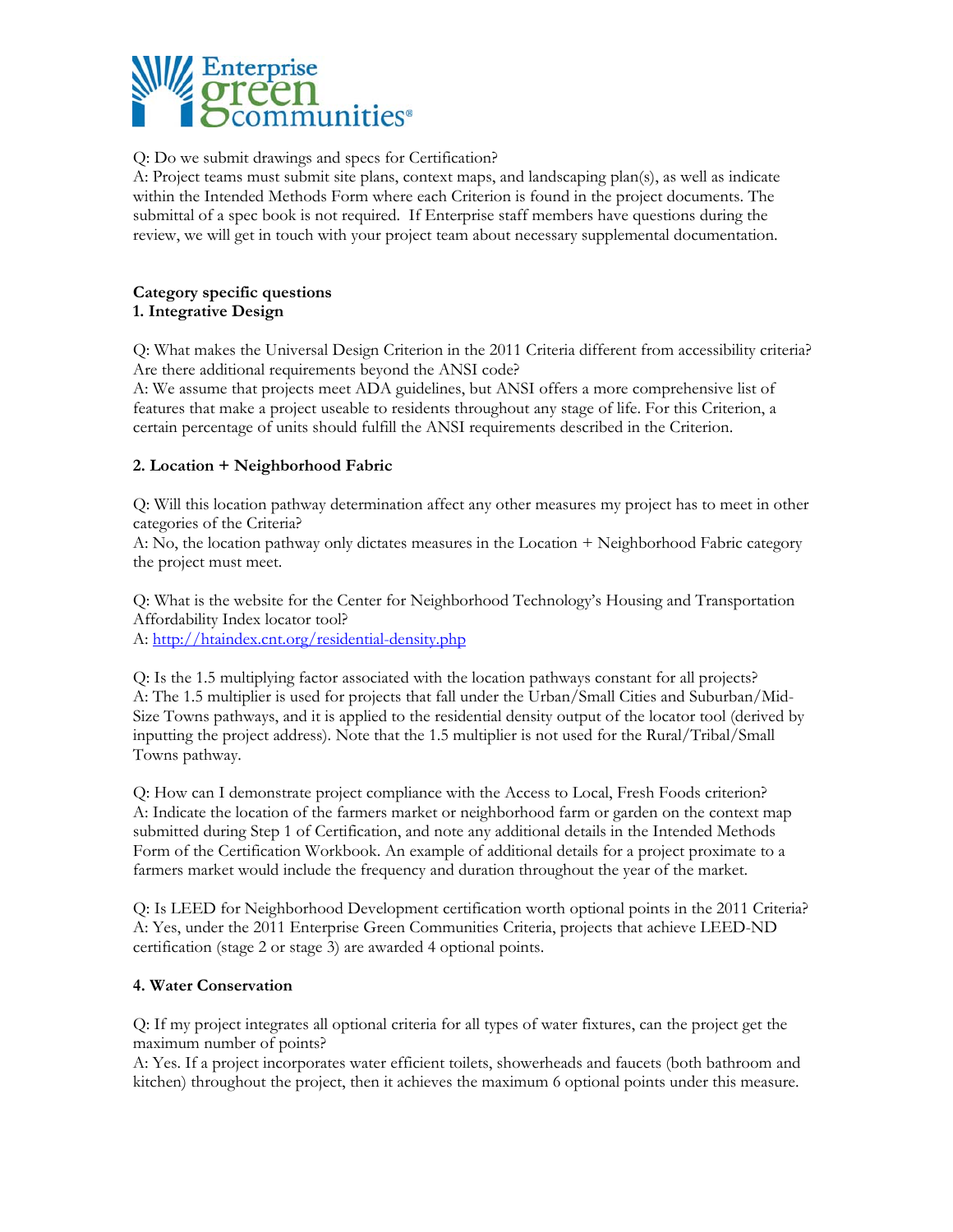Q: Do we submit drawings and specs for Certification?
A: Project teams must submit site plans, context maps, and landscaping plan(s), as well as indicate within the Intended Methods Form where each Criterion is found in the project documents. The submittal of a spec book is not required. If Enterprise staff members have questions during the review, we will get in touch with your project team about necessary supplemental documentation.

## Category specific questions

### 1. Integrative Design

Q: What makes the Universal Design Criterion in the 2011 Criteria different from accessibility criteria? Are there additional requirements beyond the ANSI code?
A: We assume that projects meet ADA guidelines, but ANSI offers a more comprehensive list of features that make a project useable to residents throughout any stage of life. For this Criterion, a certain percentage of units should fulfill the ANSI requirements described in the Criterion.

### 2. Location + Neighborhood Fabric

Q: Will this location pathway determination affect any other measures my project has to meet in other categories of the Criteria?
A: No, the location pathway only dictates measures in the Location + Neighborhood Fabric category the project must meet.

Q: What is the website for the Center for Neighborhood Technology's Housing and Transportation Affordability Index locator tool?
A: [http://htaindex.cnt.org/residential-density.php](http://htaindex.cnt.org/residential-density.php)

Q: Is the 1.5 multiplying factor associated with the location pathways constant for all projects?
A: The 1.5 multiplier is used for projects that fall under the Urban/Small Cities and Suburban/Mid-Size Towns pathways, and it is applied to the residential density output of the locator tool (derived by inputting the project address). Note that the 1.5 multiplier is not used for the Rural/Tribal/Small Towns pathway.

Q: How can I demonstrate project compliance with the Access to Local, Fresh Foods criterion?
A: Indicate the location of the farmers market or neighborhood farm or garden on the context map submitted during Step 1 of Certification, and note any additional details in the Intended Methods Form of the Certification Workbook. An example of additional details for a project proximate to a farmers market would include the frequency and duration throughout the year of the market.

Q: Is LEED for Neighborhood Development certification worth optional points in the 2011 Criteria?
A: Yes, under the 2011 Enterprise Green Communities Criteria, projects that achieve LEED-ND certification (stage 2 or stage 3) are awarded 4 optional points.

### 4. Water Conservation

Q: If my project integrates all optional criteria for all types of water fixtures, can the project get the maximum number of points?
A: Yes. If a project incorporates water efficient toilets, showerheads and faucets (both bathroom and kitchen) throughout the project, then it achieves the maximum 6 optional points under this measure.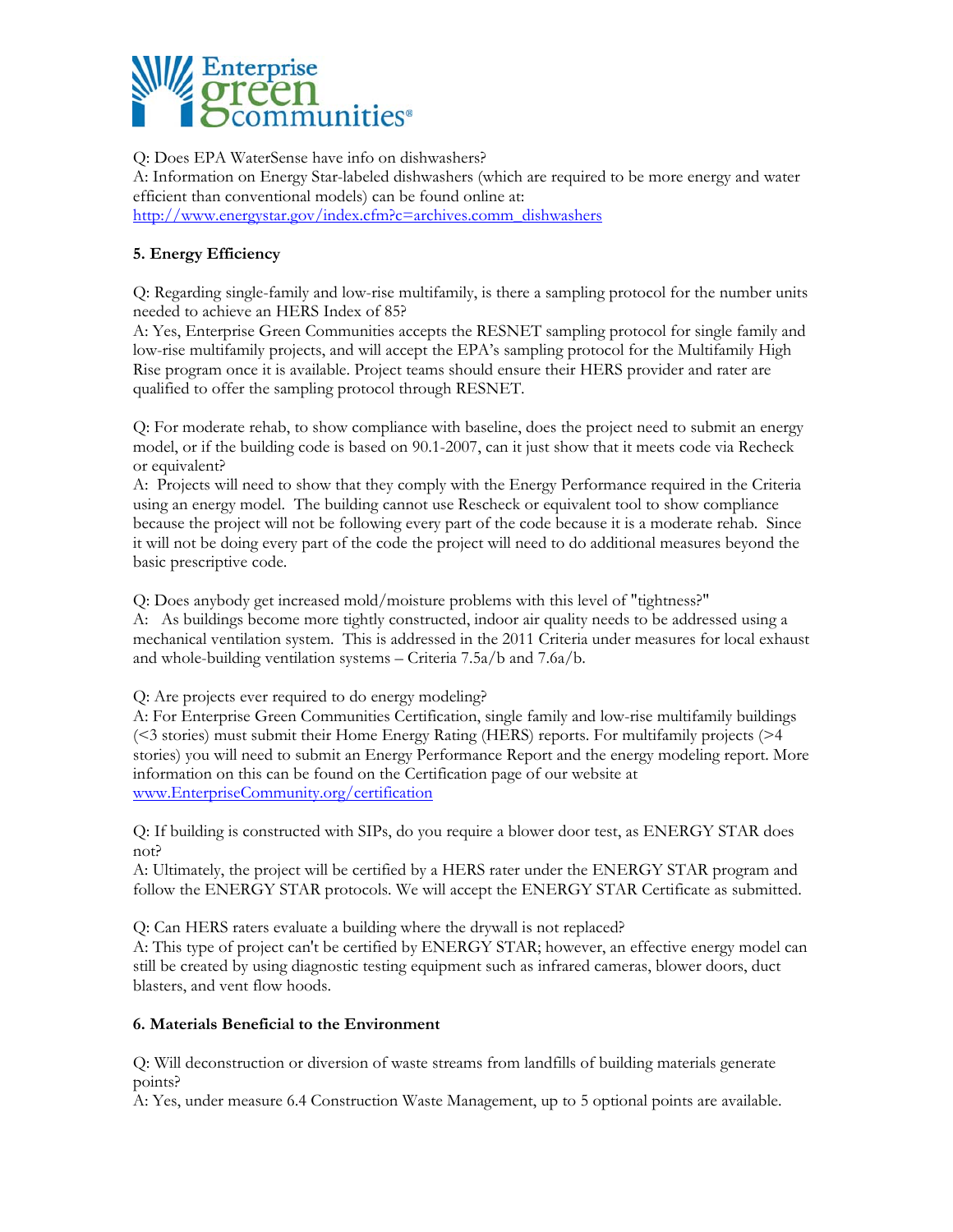Q: Does EPA WaterSense have info on dishwashers?
A: Information on Energy Star-labeled dishwashers (which are required to be more energy and water efficient than conventional models) can be found online at:
http://www.energystar.gov/index.cfm?c=archives.comm_dishwashers

**5. Energy Efficiency**

Q: Regarding single-family and low-rise multifamily, is there a sampling protocol for the number units needed to achieve an HERS Index of 85?
A: Yes, Enterprise Green Communities accepts the RESNET sampling protocol for single family and low-rise multifamily projects, and will accept the EPA's sampling protocol for the Multifamily High Rise program once it is available. Project teams should ensure their HERS provider and rater are qualified to offer the sampling protocol through RESNET.

Q: For moderate rehab, to show compliance with baseline, does the project need to submit an energy model, or if the building code is based on 90.1-2007, can it just show that it meets code via Recheck or equivalent?
A: Projects will need to show that they comply with the Energy Performance required in the Criteria using an energy model. The building cannot use Rescheck or equivalent tool to show compliance because the project will not be following every part of the code because it is a moderate rehab. Since it will not be doing every part of the code the project will need to do additional measures beyond the basic prescriptive code.

Q: Does anybody get increased mold/moisture problems with this level of "tightness?"
A: As buildings become more tightly constructed, indoor air quality needs to be addressed using a mechanical ventilation system. This is addressed in the 2011 Criteria under measures for local exhaust and whole-building ventilation systems – Criteria 7.5a/b and 7.6a/b.

Q: Are projects ever required to do energy modeling?
A: For Enterprise Green Communities Certification, single family and low-rise multifamily buildings (<3 stories) must submit their Home Energy Rating (HERS) reports. For multifamily projects (>4 stories) you will need to submit an Energy Performance Report and the energy modeling report. More information on this can be found on the Certification page of our website at www.EnterpriseCommunity.org/certification

Q: If building is constructed with SIPs, do you require a blower door test, as ENERGY STAR does not?
A: Ultimately, the project will be certified by a HERS rater under the ENERGY STAR program and follow the ENERGY STAR protocols. We will accept the ENERGY STAR Certificate as submitted.

Q: Can HERS raters evaluate a building where the drywall is not replaced?
A: This type of project can't be certified by ENERGY STAR; however, an effective energy model can still be created by using diagnostic testing equipment such as infrared cameras, blower doors, duct blasters, and vent flow hoods.

**6. Materials Beneficial to the Environment**

Q: Will deconstruction or diversion of waste streams from landfills of building materials generate points?
A: Yes, under measure 6.4 Construction Waste Management, up to 5 optional points are available.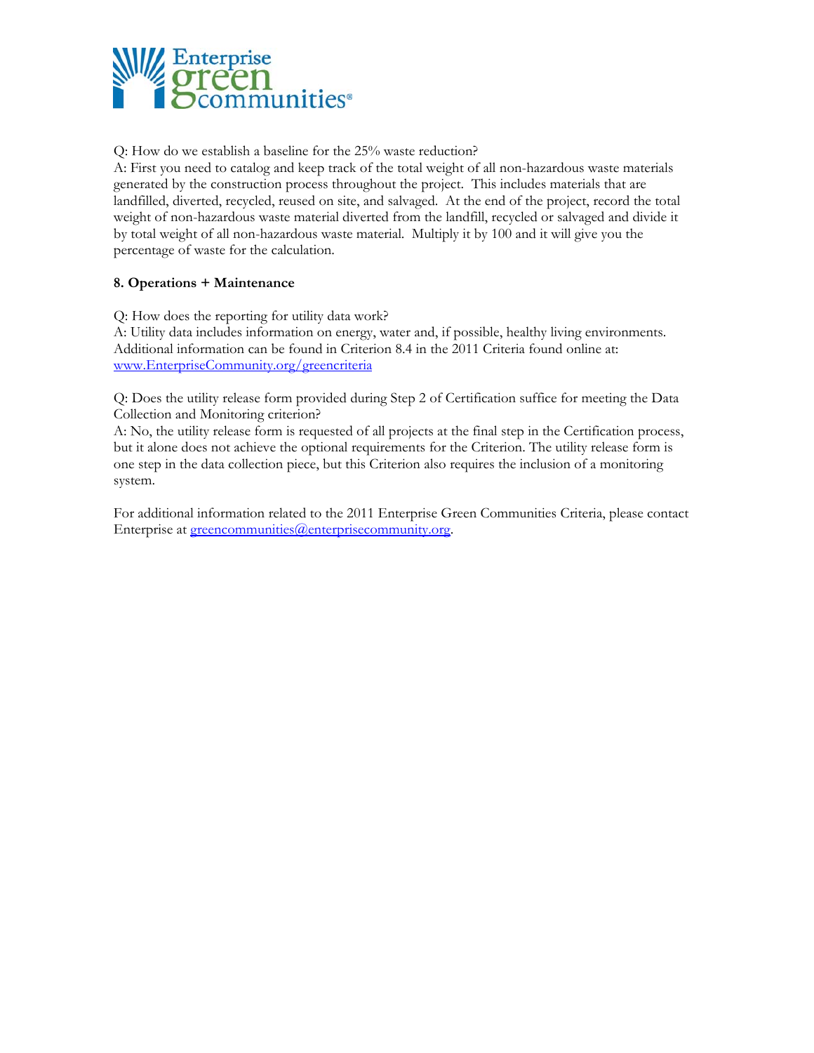Q: How do we establish a baseline for the 25% waste reduction?
A: First you need to catalog and keep track of the total weight of all non-hazardous waste materials generated by the construction process throughout the project. This includes materials that are landfilled, diverted, recycled, reused on site, and salvaged. At the end of the project, record the total weight of non-hazardous waste material diverted from the landfill, recycled or salvaged and divide it by total weight of all non-hazardous waste material. Multiply it by 100 and it will give you the percentage of waste for the calculation.

**8. Operations + Maintenance**

Q: How does the reporting for utility data work?
A: Utility data includes information on energy, water and, if possible, healthy living environments. Additional information can be found in Criterion 8.4 in the 2011 Criteria found online at: [www.EnterpriseCommunity.org/greencriteria](http://www.EnterpriseCommunity.org/greencriteria)

Q: Does the utility release form provided during Step 2 of Certification suffice for meeting the Data Collection and Monitoring criterion?
A: No, the utility release form is requested of all projects at the final step in the Certification process, but it alone does not achieve the optional requirements for the Criterion. The utility release form is one step in the data collection piece, but this Criterion also requires the inclusion of a monitoring system.

For additional information related to the 2011 Enterprise Green Communities Criteria, please contact Enterprise at [greencommunities@enterprisecommunity.org](mailto:greencommunities@enterprisecommunity.org).